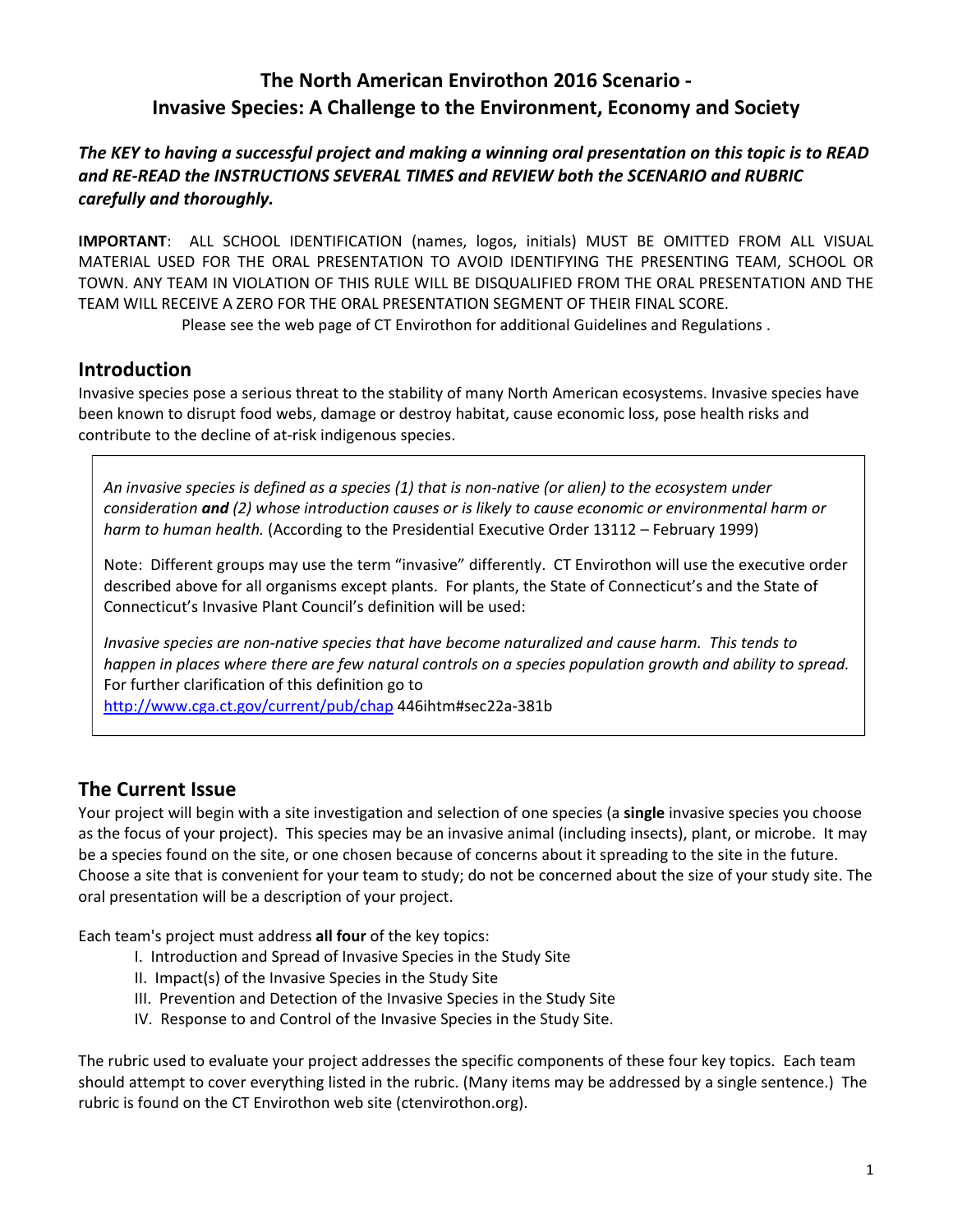# The North American Envirothon 2016 Scenario - Invasive Species: A Challenge to the Environment, Economy and Society

***The KEY to having a successful project and making a winning oral presentation on this topic is to READ and RE-READ the INSTRUCTIONS SEVERAL TIMES and REVIEW both the SCENARIO and RUBRIC carefully and thoroughly.***

**IMPORTANT**: ALL SCHOOL IDENTIFICATION (names, logos, initials) MUST BE OMITTED FROM ALL VISUAL MATERIAL USED FOR THE ORAL PRESENTATION TO AVOID IDENTIFYING THE PRESENTING TEAM, SCHOOL OR TOWN. ANY TEAM IN VIOLATION OF THIS RULE WILL BE DISQUALIFIED FROM THE ORAL PRESENTATION AND THE TEAM WILL RECEIVE A ZERO FOR THE ORAL PRESENTATION SEGMENT OF THEIR FINAL SCORE.

Please see the web page of CT Envirothon for additional Guidelines and Regulations .

## Introduction

Invasive species pose a serious threat to the stability of many North American ecosystems. Invasive species have been known to disrupt food webs, damage or destroy habitat, cause economic loss, pose health risks and contribute to the decline of at-risk indigenous species.

> *An invasive species is defined as a species (1) that is non-native (or alien) to the ecosystem under consideration **and** (2) whose introduction causes or is likely to cause economic or environmental harm or harm to human health.* (According to the Presidential Executive Order 13112 – February 1999)
>
> Note: Different groups may use the term "invasive" differently. CT Envirothon will use the executive order described above for all organisms except plants. For plants, the State of Connecticut's and the State of Connecticut's Invasive Plant Council's definition will be used:
>
> *Invasive species are non-native species that have become naturalized and cause harm. This tends to happen in places where there are few natural controls on a species population growth and ability to spread.* For further clarification of this definition go to http://www.cga.ct.gov/current/pub/chap 446ihtm#sec22a-381b

## The Current Issue

Your project will begin with a site investigation and selection of one species (a **single** invasive species you choose as the focus of your project). This species may be an invasive animal (including insects), plant, or microbe. It may be a species found on the site, or one chosen because of concerns about it spreading to the site in the future. Choose a site that is convenient for your team to study; do not be concerned about the size of your study site. The oral presentation will be a description of your project.

Each team's project must address **all four** of the key topics:

I. Introduction and Spread of Invasive Species in the Study Site
II. Impact(s) of the Invasive Species in the Study Site
III. Prevention and Detection of the Invasive Species in the Study Site
IV. Response to and Control of the Invasive Species in the Study Site.

The rubric used to evaluate your project addresses the specific components of these four key topics. Each team should attempt to cover everything listed in the rubric. (Many items may be addressed by a single sentence.) The rubric is found on the CT Envirothon web site (ctenvirothon.org).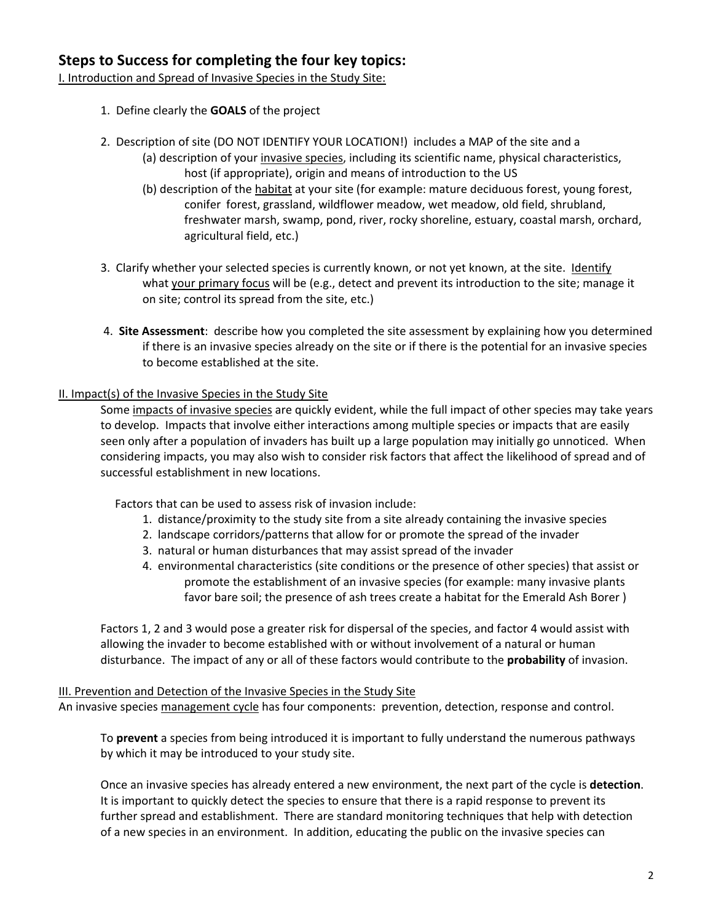## Steps to Success for completing the four key topics:

I. Introduction and Spread of Invasive Species in the Study Site:

1. Define clearly the **GOALS** of the project

2. Description of site (DO NOT IDENTIFY YOUR LOCATION!) includes a MAP of the site and a
   (a) description of your invasive species, including its scientific name, physical characteristics, host (if appropriate), origin and means of introduction to the US
   (b) description of the habitat at your site (for example: mature deciduous forest, young forest, conifer forest, grassland, wildflower meadow, wet meadow, old field, shrubland, freshwater marsh, swamp, pond, river, rocky shoreline, estuary, coastal marsh, orchard, agricultural field, etc.)

3. Clarify whether your selected species is currently known, or not yet known, at the site. Identify what your primary focus will be (e.g., detect and prevent its introduction to the site; manage it on site; control its spread from the site, etc.)

4. **Site Assessment**: describe how you completed the site assessment by explaining how you determined if there is an invasive species already on the site or if there is the potential for an invasive species to become established at the site.

II. Impact(s) of the Invasive Species in the Study Site

Some impacts of invasive species are quickly evident, while the full impact of other species may take years to develop. Impacts that involve either interactions among multiple species or impacts that are easily seen only after a population of invaders has built up a large population may initially go unnoticed. When considering impacts, you may also wish to consider risk factors that affect the likelihood of spread and of successful establishment in new locations.

Factors that can be used to assess risk of invasion include:

1. distance/proximity to the study site from a site already containing the invasive species
2. landscape corridors/patterns that allow for or promote the spread of the invader
3. natural or human disturbances that may assist spread of the invader
4. environmental characteristics (site conditions or the presence of other species) that assist or promote the establishment of an invasive species (for example: many invasive plants favor bare soil; the presence of ash trees create a habitat for the Emerald Ash Borer )

Factors 1, 2 and 3 would pose a greater risk for dispersal of the species, and factor 4 would assist with allowing the invader to become established with or without involvement of a natural or human disturbance. The impact of any or all of these factors would contribute to the **probability** of invasion.

III. Prevention and Detection of the Invasive Species in the Study Site

An invasive species management cycle has four components: prevention, detection, response and control.

To **prevent** a species from being introduced it is important to fully understand the numerous pathways by which it may be introduced to your study site.

Once an invasive species has already entered a new environment, the next part of the cycle is **detection**. It is important to quickly detect the species to ensure that there is a rapid response to prevent its further spread and establishment. There are standard monitoring techniques that help with detection of a new species in an environment. In addition, educating the public on the invasive species can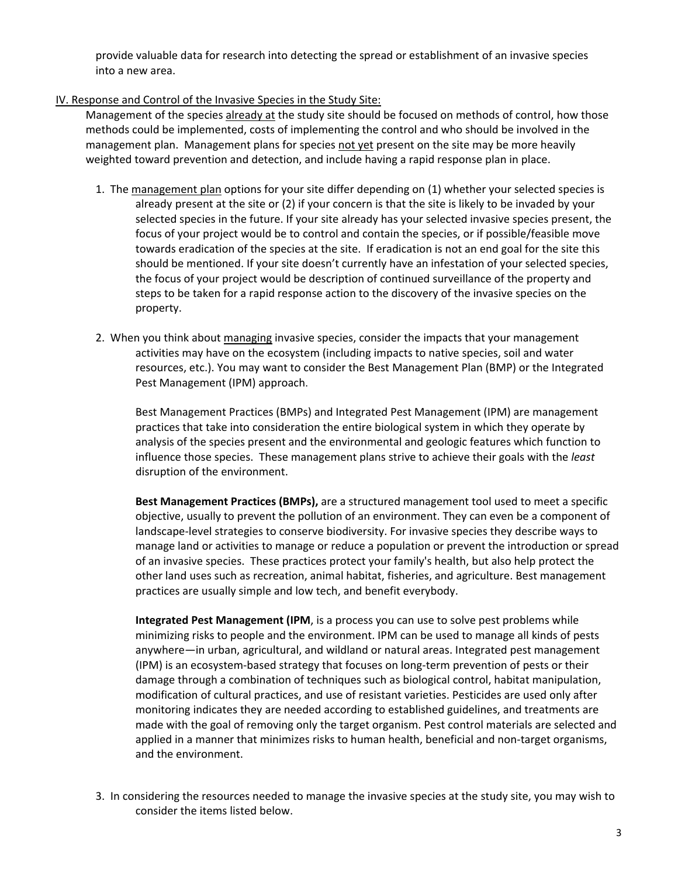provide valuable data for research into detecting the spread or establishment of an invasive species into a new area.

## IV. Response and Control of the Invasive Species in the Study Site:

Management of the species already at the study site should be focused on methods of control, how those methods could be implemented, costs of implementing the control and who should be involved in the management plan. Management plans for species not yet present on the site may be more heavily weighted toward prevention and detection, and include having a rapid response plan in place.

1. The management plan options for your site differ depending on (1) whether your selected species is already present at the site or (2) if your concern is that the site is likely to be invaded by your selected species in the future. If your site already has your selected invasive species present, the focus of your project would be to control and contain the species, or if possible/feasible move towards eradication of the species at the site. If eradication is not an end goal for the site this should be mentioned. If your site doesn't currently have an infestation of your selected species, the focus of your project would be description of continued surveillance of the property and steps to be taken for a rapid response action to the discovery of the invasive species on the property.

2. When you think about managing invasive species, consider the impacts that your management activities may have on the ecosystem (including impacts to native species, soil and water resources, etc.). You may want to consider the Best Management Plan (BMP) or the Integrated Pest Management (IPM) approach.

   Best Management Practices (BMPs) and Integrated Pest Management (IPM) are management practices that take into consideration the entire biological system in which they operate by analysis of the species present and the environmental and geologic features which function to influence those species. These management plans strive to achieve their goals with the *least* disruption of the environment.

   **Best Management Practices (BMPs),** are a structured management tool used to meet a specific objective, usually to prevent the pollution of an environment. They can even be a component of landscape-level strategies to conserve biodiversity. For invasive species they describe ways to manage land or activities to manage or reduce a population or prevent the introduction or spread of an invasive species. These practices protect your family's health, but also help protect the other land uses such as recreation, animal habitat, fisheries, and agriculture. Best management practices are usually simple and low tech, and benefit everybody.

   **Integrated Pest Management (IPM**, is a process you can use to solve pest problems while minimizing risks to people and the environment. IPM can be used to manage all kinds of pests anywhere—in urban, agricultural, and wildland or natural areas. Integrated pest management (IPM) is an ecosystem-based strategy that focuses on long-term prevention of pests or their damage through a combination of techniques such as biological control, habitat manipulation, modification of cultural practices, and use of resistant varieties. Pesticides are used only after monitoring indicates they are needed according to established guidelines, and treatments are made with the goal of removing only the target organism. Pest control materials are selected and applied in a manner that minimizes risks to human health, beneficial and non-target organisms, and the environment.

3. In considering the resources needed to manage the invasive species at the study site, you may wish to consider the items listed below.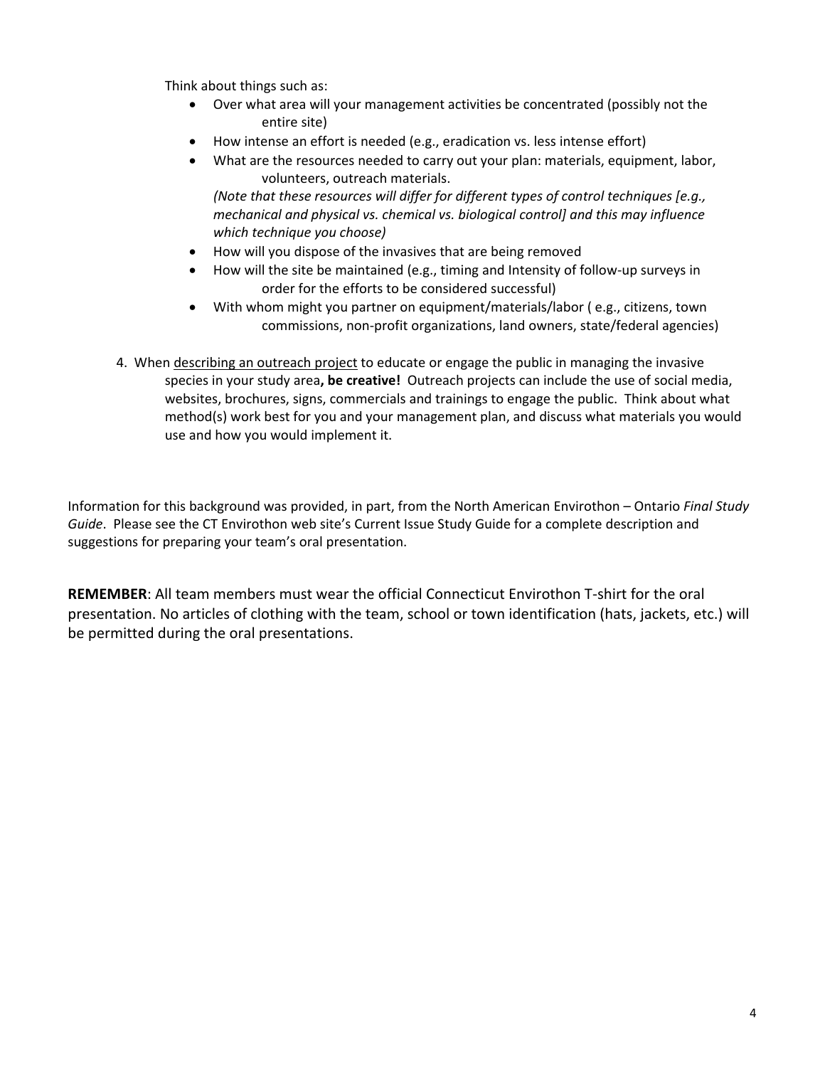Think about things such as:

- Over what area will your management activities be concentrated (possibly not the entire site)
- How intense an effort is needed (e.g., eradication vs. less intense effort)
- What are the resources needed to carry out your plan: materials, equipment, labor, volunteers, outreach materials.
  *(Note that these resources will differ for different types of control techniques [e.g., mechanical and physical vs. chemical vs. biological control] and this may influence which technique you choose)*
- How will you dispose of the invasives that are being removed
- How will the site be maintained (e.g., timing and Intensity of follow-up surveys in order for the efforts to be considered successful)
- With whom might you partner on equipment/materials/labor ( e.g., citizens, town commissions, non-profit organizations, land owners, state/federal agencies)

4. When <u>describing an outreach project</u> to educate or engage the public in managing the invasive species in your study area**, be creative!** Outreach projects can include the use of social media, websites, brochures, signs, commercials and trainings to engage the public. Think about what method(s) work best for you and your management plan, and discuss what materials you would use and how you would implement it.

Information for this background was provided, in part, from the North American Envirothon – Ontario *Final Study Guide*. Please see the CT Envirothon web site's Current Issue Study Guide for a complete description and suggestions for preparing your team's oral presentation.

**REMEMBER**: All team members must wear the official Connecticut Envirothon T-shirt for the oral presentation. No articles of clothing with the team, school or town identification (hats, jackets, etc.) will be permitted during the oral presentations.